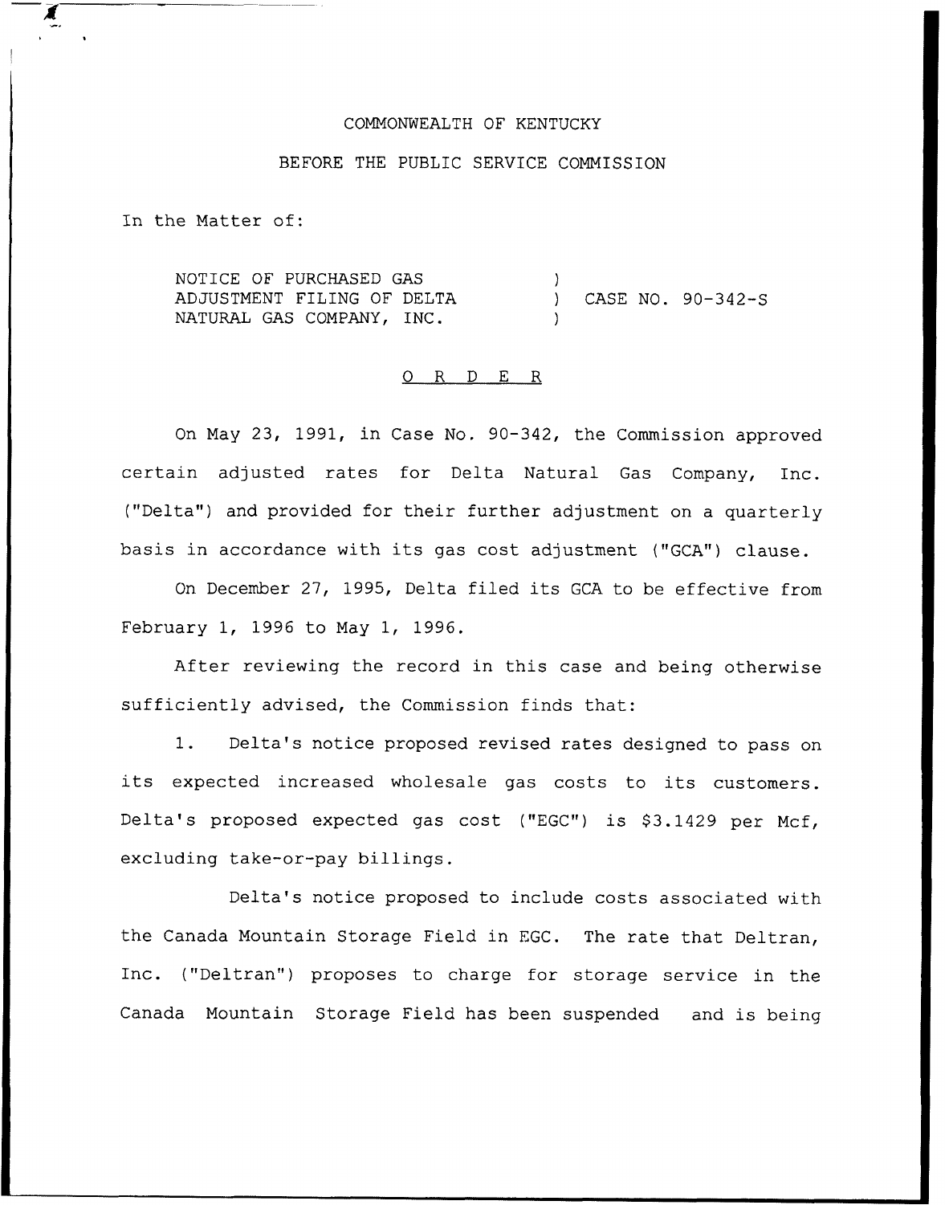COMMONWEALTH OF KENTUCKY

BEFORE THE PUBLIC SERVICE COMMISSION

In the Matter of:

| | | |
|---|---|---|
| NOTICE OF PURCHASED GAS ADJUSTMENT FILING OF DELTA NATURAL GAS COMPANY, INC. | ) | CASE NO. 90-342-S |

O R D E R

On May 23, 1991, in Case No. 90-342, the Commission approved certain adjusted rates for Delta Natural Gas Company, Inc. ("Delta") and provided for their further adjustment on a quarterly basis in accordance with its gas cost adjustment ("GCA") clause.

On December 27, 1995, Delta filed its GCA to be effective from February 1, 1996 to May 1, 1996.

After reviewing the record in this case and being otherwise sufficiently advised, the Commission finds that:

1. Delta's notice proposed revised rates designed to pass on its expected increased wholesale gas costs to its customers. Delta's proposed expected gas cost ("EGC") is $3.1429 per Mcf, excluding take-or-pay billings.

Delta's notice proposed to include costs associated with the Canada Mountain Storage Field in EGC. The rate that Deltran, Inc. ("Deltran") proposes to charge for storage service in the Canada Mountain Storage Field has been suspended and is being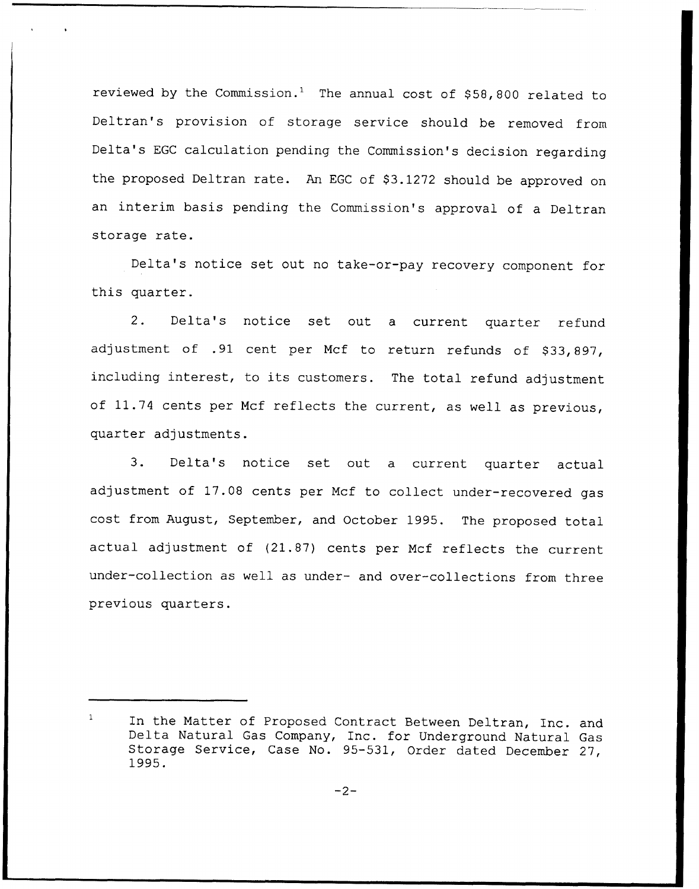reviewed by the Commission.[1] The annual cost of $58,800 related to Deltran's provision of storage service should be removed from Delta's EGC calculation pending the Commission's decision regarding the proposed Deltran rate. An EGC of $3.1272 should be approved on an interim basis pending the Commission's approval of a Deltran storage rate.

Delta's notice set out no take-or-pay recovery component for this quarter.

2. Delta's notice set out a current quarter refund adjustment of .91 cent per Mcf to return refunds of $33,897, including interest, to its customers. The total refund adjustment of 11.74 cents per Mcf reflects the current, as well as previous, quarter adjustments.

3. Delta's notice set out a current quarter actual adjustment of 17.08 cents per Mcf to collect under-recovered gas cost from August, September, and October 1995. The proposed total actual adjustment of (21.87) cents per Mcf reflects the current under-collection as well as under- and over-collections from three previous quarters.

---

[1] In the Matter of Proposed Contract Between Deltran, Inc. and Delta Natural Gas Company, Inc. for Underground Natural Gas Storage Service, Case No. 95-531, Order dated December 27, 1995.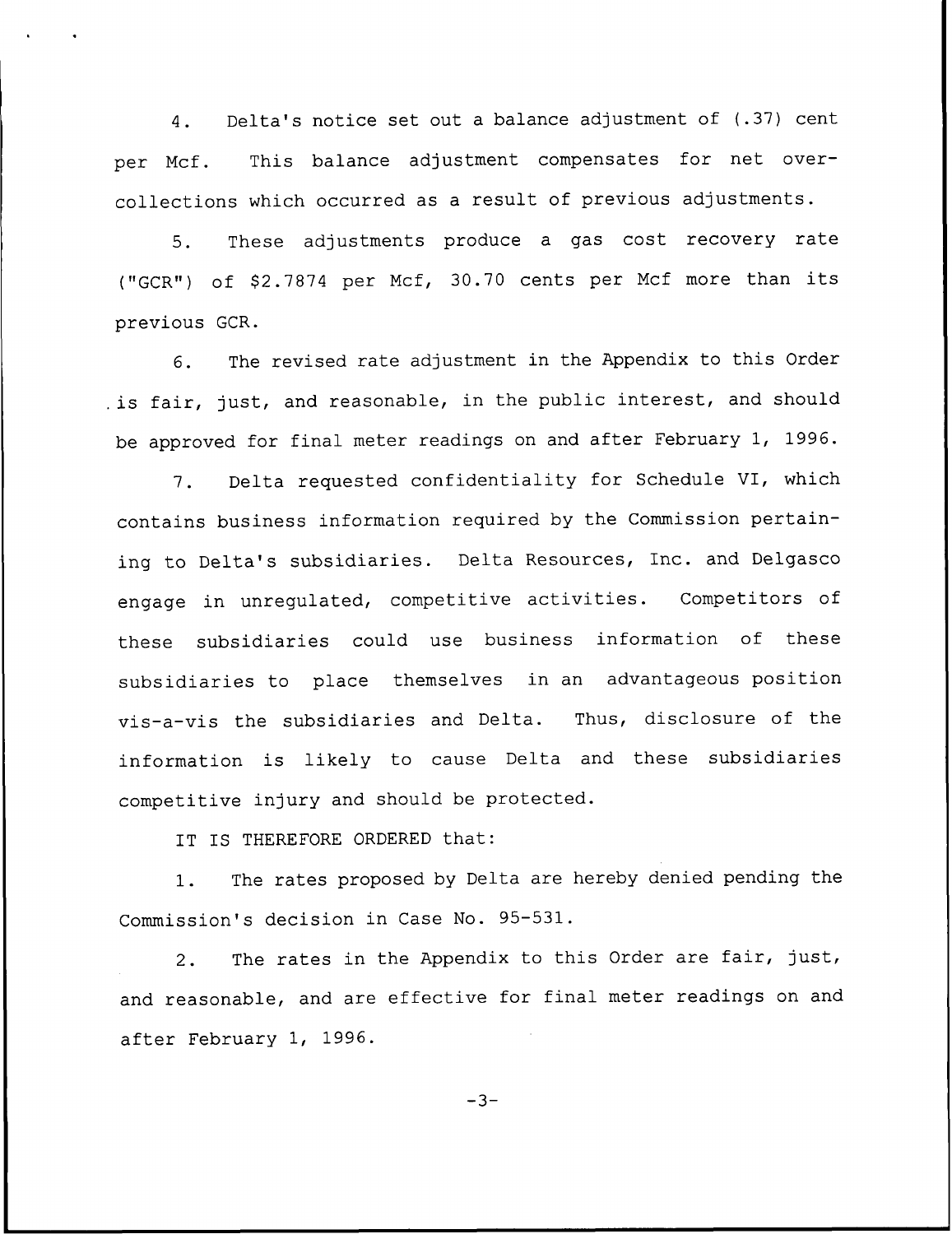4. Delta's notice set out a balance adjustment of (.37) cent per Mcf. This balance adjustment compensates for net over-collections which occurred as a result of previous adjustments.

5. These adjustments produce a gas cost recovery rate ("GCR") of $2.7874 per Mcf, 30.70 cents per Mcf more than its previous GCR.

6. The revised rate adjustment in the Appendix to this Order is fair, just, and reasonable, in the public interest, and should be approved for final meter readings on and after February 1, 1996.

7. Delta requested confidentiality for Schedule VI, which contains business information required by the Commission pertaining to Delta's subsidiaries. Delta Resources, Inc. and Delgasco engage in unregulated, competitive activities. Competitors of these subsidiaries could use business information of these subsidiaries to place themselves in an advantageous position vis-a-vis the subsidiaries and Delta. Thus, disclosure of the information is likely to cause Delta and these subsidiaries competitive injury and should be protected.

IT IS THEREFORE ORDERED that:

1. The rates proposed by Delta are hereby denied pending the Commission's decision in Case No. 95-531.

2. The rates in the Appendix to this Order are fair, just, and reasonable, and are effective for final meter readings on and after February 1, 1996.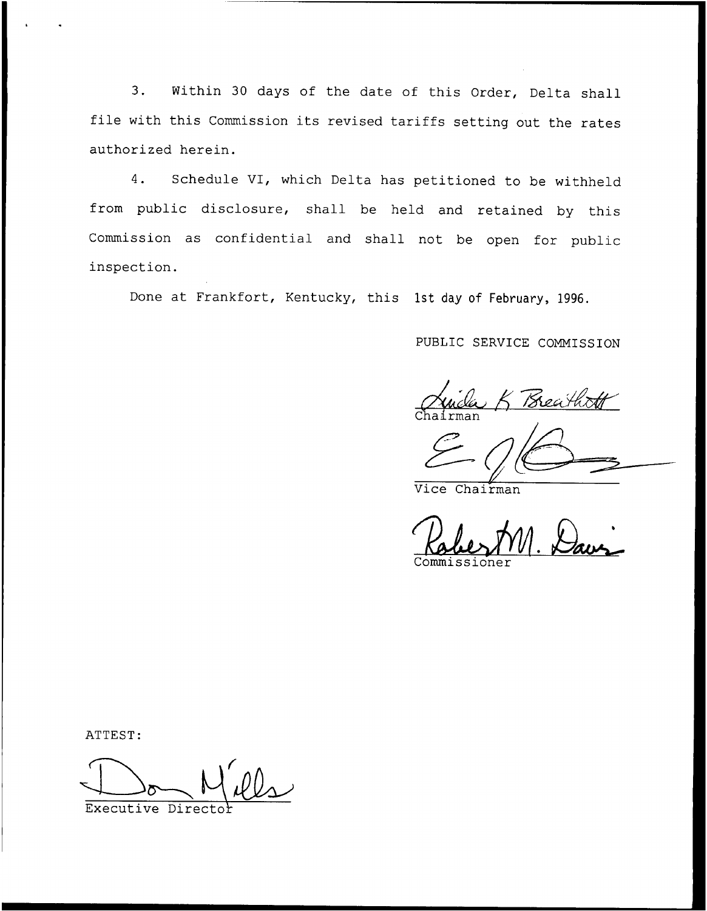3. Within 30 days of the date of this Order, Delta shall file with this Commission its revised tariffs setting out the rates authorized herein.

4. Schedule VI, which Delta has petitioned to be withheld from public disclosure, shall be held and retained by this Commission as confidential and shall not be open for public inspection.

Done at Frankfort, Kentucky, this 1st day of February, 1996.

PUBLIC SERVICE COMMISSION

Linda K Breathitt
Chairman

Vice Chairman

Robert M. Davis
Commissioner

ATTEST:

Don Mills
Executive Director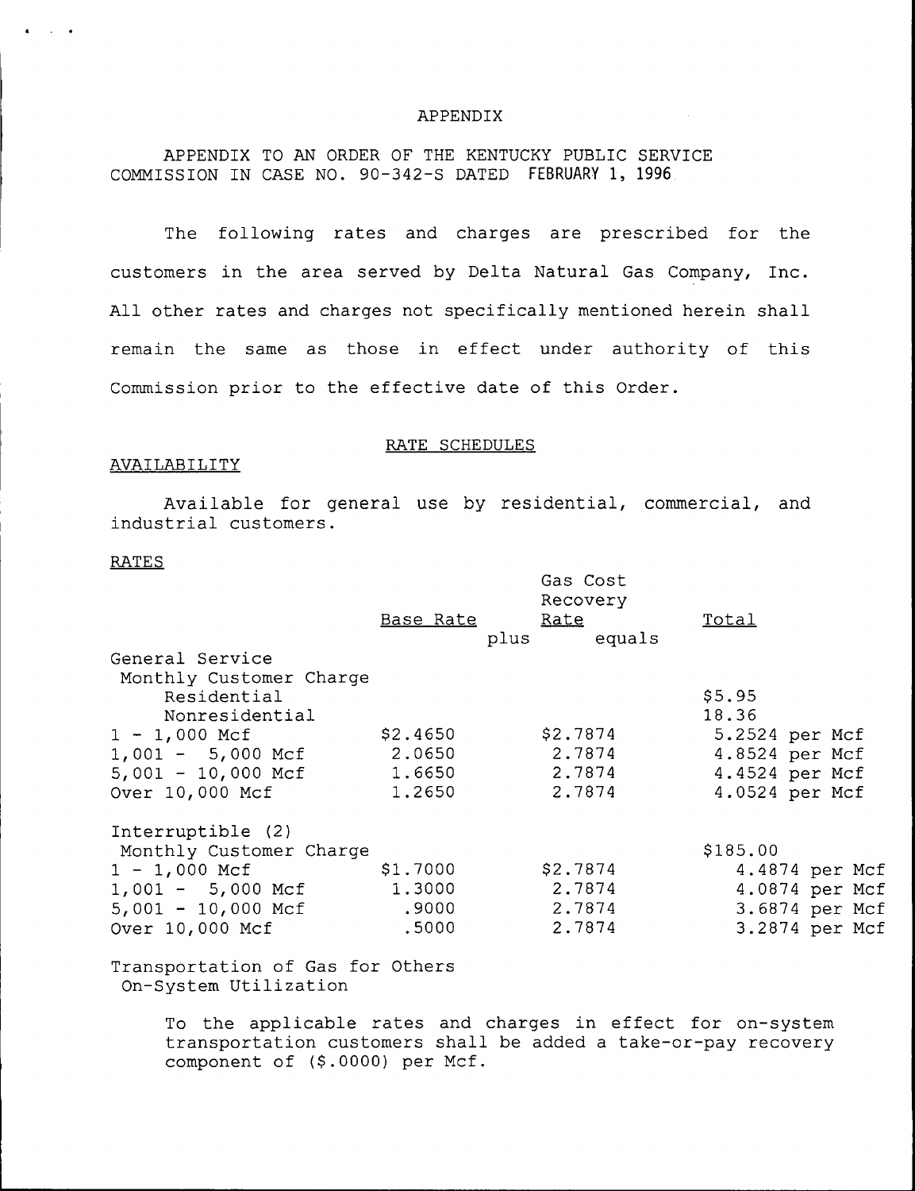# APPENDIX

APPENDIX TO AN ORDER OF THE KENTUCKY PUBLIC SERVICE COMMISSION IN CASE NO. 90-342-S DATED FEBRUARY 1, 1996

The following rates and charges are prescribed for the customers in the area served by Delta Natural Gas Company, Inc. All other rates and charges not specifically mentioned herein shall remain the same as those in effect under authority of this Commission prior to the effective date of this Order.

## RATE SCHEDULES

### AVAILABILITY

Available for general use by residential, commercial, and industrial customers.

### RATES

| | Base Rate | plus | Gas Cost Recovery Rate | equals | Total |
|---|---|---|---|---|---|
| General Service | | | | | |
| Monthly Customer Charge | | | | | |
| Residential | | | | | $5.95 |
| Nonresidential | | | | | 18.36 |
| 1 - 1,000 Mcf | $2.4650 | | $2.7874 | | 5.2524 per Mcf |
| 1,001 - 5,000 Mcf | 2.0650 | | 2.7874 | | 4.8524 per Mcf |
| 5,001 - 10,000 Mcf | 1.6650 | | 2.7874 | | 4.4524 per Mcf |
| Over 10,000 Mcf | 1.2650 | | 2.7874 | | 4.0524 per Mcf |
| Interruptible (2) | | | | | |
| Monthly Customer Charge | | | | | $185.00 |
| 1 - 1,000 Mcf | $1.7000 | | $2.7874 | | 4.4874 per Mcf |
| 1,001 - 5,000 Mcf | 1.3000 | | 2.7874 | | 4.0874 per Mcf |
| 5,001 - 10,000 Mcf | .9000 | | 2.7874 | | 3.6874 per Mcf |
| Over 10,000 Mcf | .5000 | | 2.7874 | | 3.2874 per Mcf |

Transportation of Gas for Others
On-System Utilization

To the applicable rates and charges in effect for on-system transportation customers shall be added a take-or-pay recovery component of ($.0000) per Mcf.